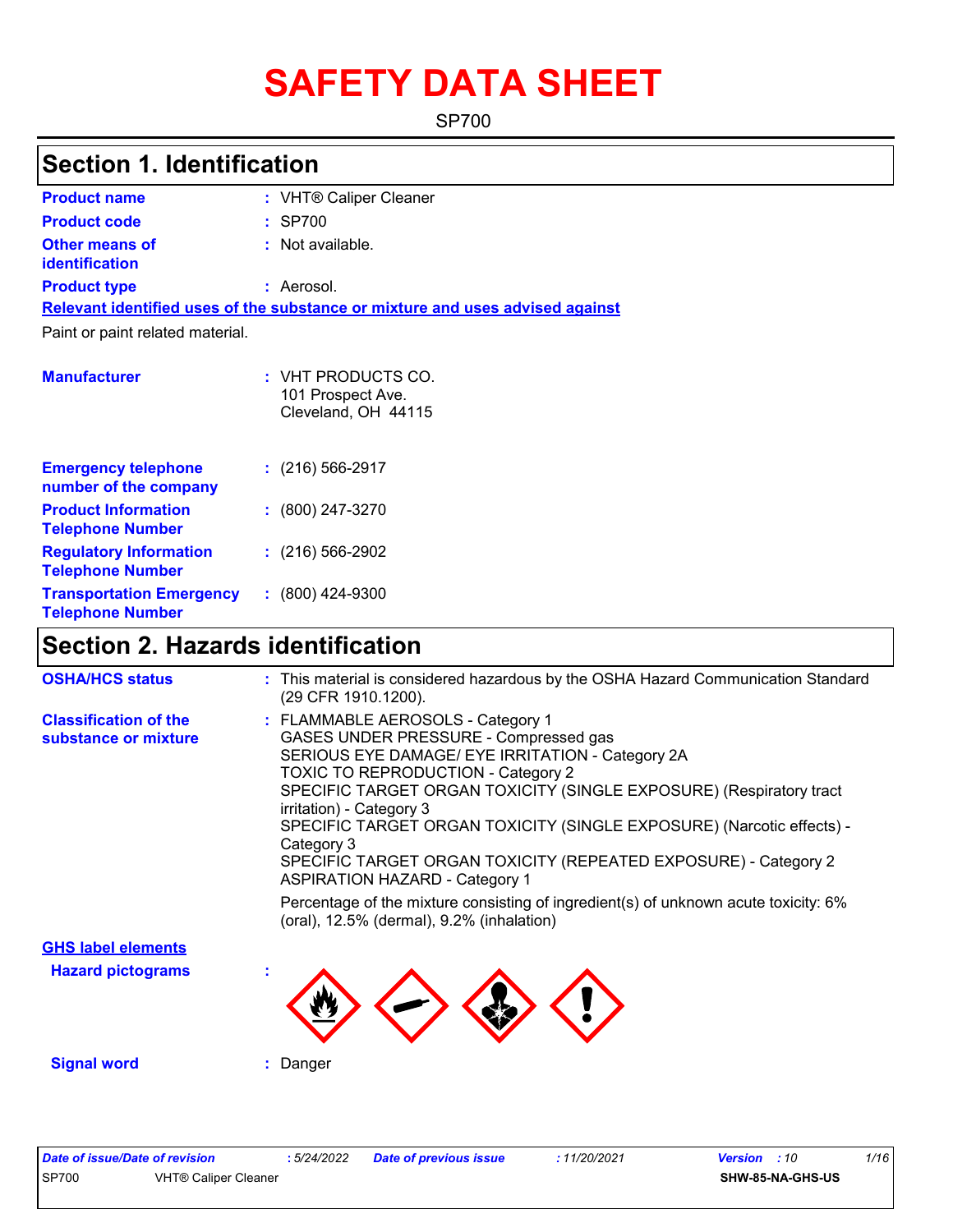# SAFETY DATA SHEET

SP700

## Section 1. Identification

**Product name** : VHT® Caliper Cleaner

**Product code** : SP700

**Other means of identification** : Not available.

**Product type** : Aerosol.

**Relevant identified uses of the substance or mixture and uses advised against**

Paint or paint related material.

**Manufacturer** : VHT PRODUCTS CO.
101 Prospect Ave.
Cleveland, OH 44115

**Emergency telephone number of the company** : (216) 566-2917

**Product Information Telephone Number** : (800) 247-3270

**Regulatory Information Telephone Number** : (216) 566-2902

**Transportation Emergency Telephone Number** : (800) 424-9300

## Section 2. Hazards identification

**OSHA/HCS status** : This material is considered hazardous by the OSHA Hazard Communication Standard (29 CFR 1910.1200).

**Classification of the substance or mixture** : FLAMMABLE AEROSOLS - Category 1
GASES UNDER PRESSURE - Compressed gas
SERIOUS EYE DAMAGE/ EYE IRRITATION - Category 2A
TOXIC TO REPRODUCTION - Category 2
SPECIFIC TARGET ORGAN TOXICITY (SINGLE EXPOSURE) (Respiratory tract irritation) - Category 3
SPECIFIC TARGET ORGAN TOXICITY (SINGLE EXPOSURE) (Narcotic effects) - Category 3
SPECIFIC TARGET ORGAN TOXICITY (REPEATED EXPOSURE) - Category 2
ASPIRATION HAZARD - Category 1

Percentage of the mixture consisting of ingredient(s) of unknown acute toxicity: 6% (oral), 12.5% (dermal), 9.2% (inhalation)

**GHS label elements**

**Hazard pictograms** :

**Signal word** : Danger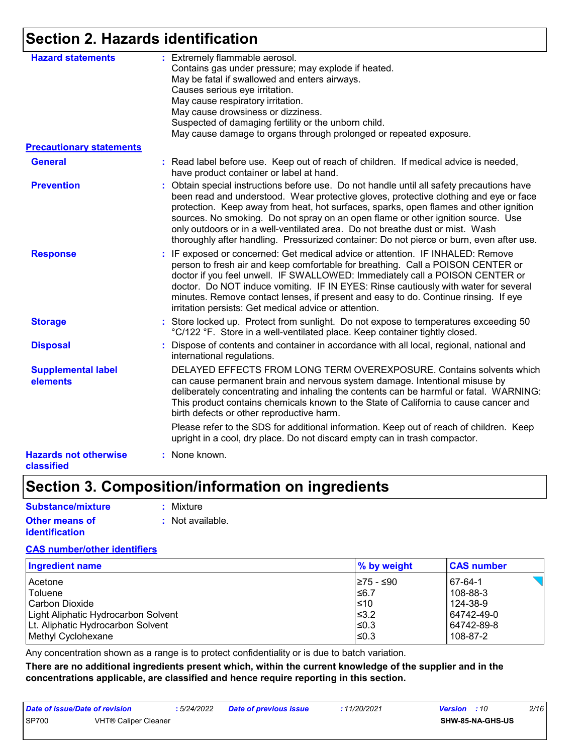## Section 2. Hazards identification

**Hazard statements** : Extremely flammable aerosol.
Contains gas under pressure; may explode if heated.
May be fatal if swallowed and enters airways.
Causes serious eye irritation.
May cause respiratory irritation.
May cause drowsiness or dizziness.
Suspected of damaging fertility or the unborn child.
May cause damage to organs through prolonged or repeated exposure.

**Precautionary statements**

**General** : Read label before use. Keep out of reach of children. If medical advice is needed, have product container or label at hand.

**Prevention** : Obtain special instructions before use. Do not handle until all safety precautions have been read and understood. Wear protective gloves, protective clothing and eye or face protection. Keep away from heat, hot surfaces, sparks, open flames and other ignition sources. No smoking. Do not spray on an open flame or other ignition source. Use only outdoors or in a well-ventilated area. Do not breathe dust or mist. Wash thoroughly after handling. Pressurized container: Do not pierce or burn, even after use.

**Response** : IF exposed or concerned: Get medical advice or attention. IF INHALED: Remove person to fresh air and keep comfortable for breathing. Call a POISON CENTER or doctor if you feel unwell. IF SWALLOWED: Immediately call a POISON CENTER or doctor. Do NOT induce vomiting. IF IN EYES: Rinse cautiously with water for several minutes. Remove contact lenses, if present and easy to do. Continue rinsing. If eye irritation persists: Get medical advice or attention.

**Storage** : Store locked up. Protect from sunlight. Do not expose to temperatures exceeding 50 °C/122 °F. Store in a well-ventilated place. Keep container tightly closed.

**Disposal** : Dispose of contents and container in accordance with all local, regional, national and international regulations.

**Supplemental label elements** DELAYED EFFECTS FROM LONG TERM OVEREXPOSURE. Contains solvents which can cause permanent brain and nervous system damage. Intentional misuse by deliberately concentrating and inhaling the contents can be harmful or fatal. WARNING: This product contains chemicals known to the State of California to cause cancer and birth defects or other reproductive harm.

Please refer to the SDS for additional information. Keep out of reach of children. Keep upright in a cool, dry place. Do not discard empty can in trash compactor.

**Hazards not otherwise classified** : None known.

## Section 3. Composition/information on ingredients

**Substance/mixture** : Mixture

**Other means of identification** : Not available.

**CAS number/other identifiers**

| Ingredient name | % by weight | CAS number |
|---|---|---|
| Acetone | ≥75 - ≤90 | 67-64-1 |
| Toluene | ≤6.7 | 108-88-3 |
| Carbon Dioxide | ≤10 | 124-38-9 |
| Light Aliphatic Hydrocarbon Solvent | ≤3.2 | 64742-49-0 |
| Lt. Aliphatic Hydrocarbon Solvent | ≤0.3 | 64742-89-8 |
| Methyl Cyclohexane | ≤0.3 | 108-87-2 |

Any concentration shown as a range is to protect confidentiality or is due to batch variation.

**There are no additional ingredients present which, within the current knowledge of the supplier and in the concentrations applicable, are classified and hence require reporting in this section.**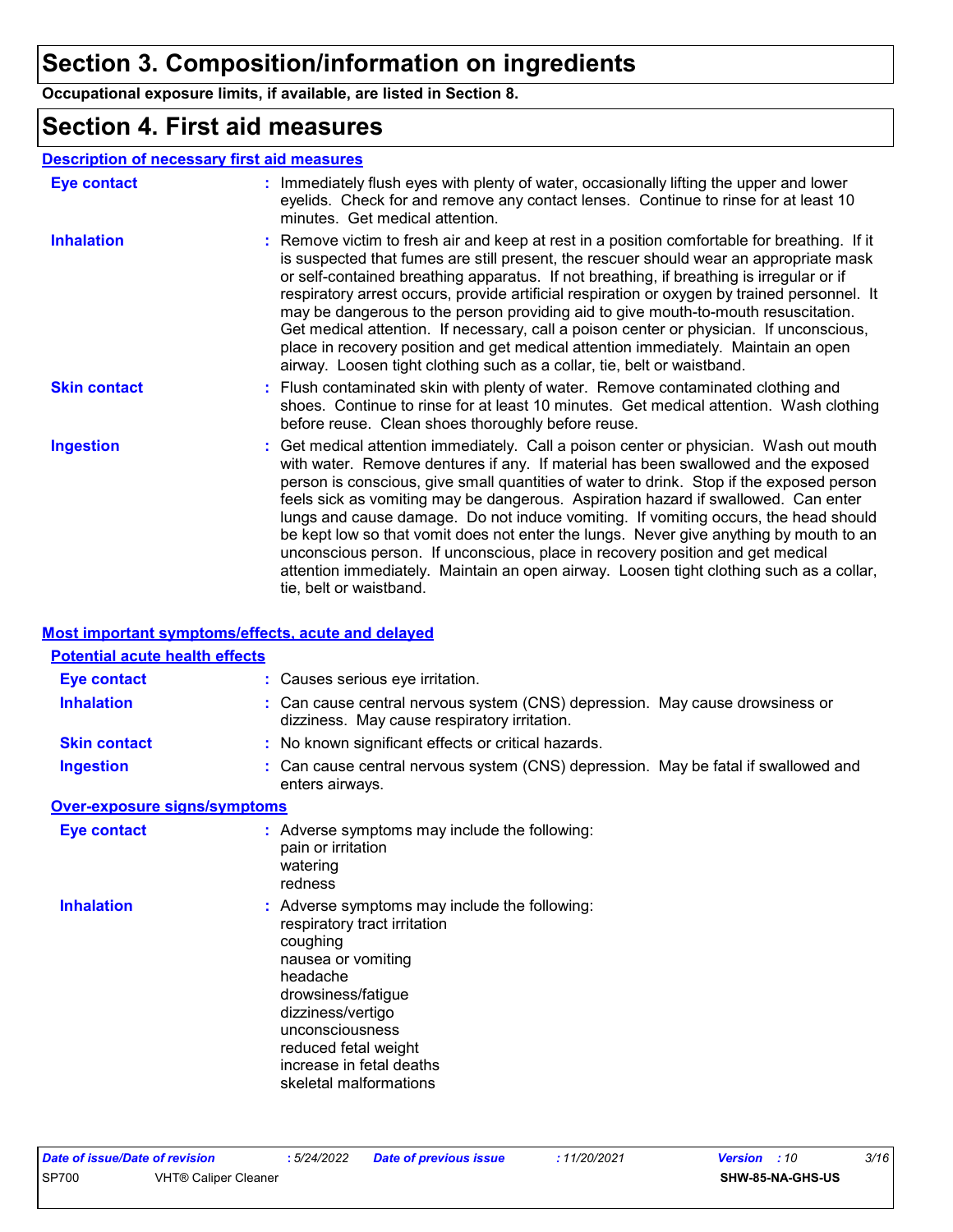# Section 3. Composition/information on ingredients

**Occupational exposure limits, if available, are listed in Section 8.**

# Section 4. First aid measures

## Description of necessary first aid measures

| | |
|---|---|
| **Eye contact** | : Immediately flush eyes with plenty of water, occasionally lifting the upper and lower eyelids. Check for and remove any contact lenses. Continue to rinse for at least 10 minutes. Get medical attention. |
| **Inhalation** | : Remove victim to fresh air and keep at rest in a position comfortable for breathing. If it is suspected that fumes are still present, the rescuer should wear an appropriate mask or self-contained breathing apparatus. If not breathing, if breathing is irregular or if respiratory arrest occurs, provide artificial respiration or oxygen by trained personnel. It may be dangerous to the person providing aid to give mouth-to-mouth resuscitation. Get medical attention. If necessary, call a poison center or physician. If unconscious, place in recovery position and get medical attention immediately. Maintain an open airway. Loosen tight clothing such as a collar, tie, belt or waistband. |
| **Skin contact** | : Flush contaminated skin with plenty of water. Remove contaminated clothing and shoes. Continue to rinse for at least 10 minutes. Get medical attention. Wash clothing before reuse. Clean shoes thoroughly before reuse. |
| **Ingestion** | : Get medical attention immediately. Call a poison center or physician. Wash out mouth with water. Remove dentures if any. If material has been swallowed and the exposed person is conscious, give small quantities of water to drink. Stop if the exposed person feels sick as vomiting may be dangerous. Aspiration hazard if swallowed. Can enter lungs and cause damage. Do not induce vomiting. If vomiting occurs, the head should be kept low so that vomit does not enter the lungs. Never give anything by mouth to an unconscious person. If unconscious, place in recovery position and get medical attention immediately. Maintain an open airway. Loosen tight clothing such as a collar, tie, belt or waistband. |

## Most important symptoms/effects, acute and delayed

### Potential acute health effects

| | |
|---|---|
| **Eye contact** | : Causes serious eye irritation. |
| **Inhalation** | : Can cause central nervous system (CNS) depression. May cause drowsiness or dizziness. May cause respiratory irritation. |
| **Skin contact** | : No known significant effects or critical hazards. |
| **Ingestion** | : Can cause central nervous system (CNS) depression. May be fatal if swallowed and enters airways. |

### Over-exposure signs/symptoms

| | |
|---|---|
| **Eye contact** | : Adverse symptoms may include the following:<br>pain or irritation<br>watering<br>redness |
| **Inhalation** | : Adverse symptoms may include the following:<br>respiratory tract irritation<br>coughing<br>nausea or vomiting<br>headache<br>drowsiness/fatigue<br>dizziness/vertigo<br>unconsciousness<br>reduced fetal weight<br>increase in fetal deaths<br>skeletal malformations |

| Date of issue/Date of revision | : 5/24/2022 | Date of previous issue | : 11/20/2021 | Version : 10 |
|---|---|---|---|---|
| SP700 | VHT® Caliper Cleaner | | | SHW-85-NA-GHS-US |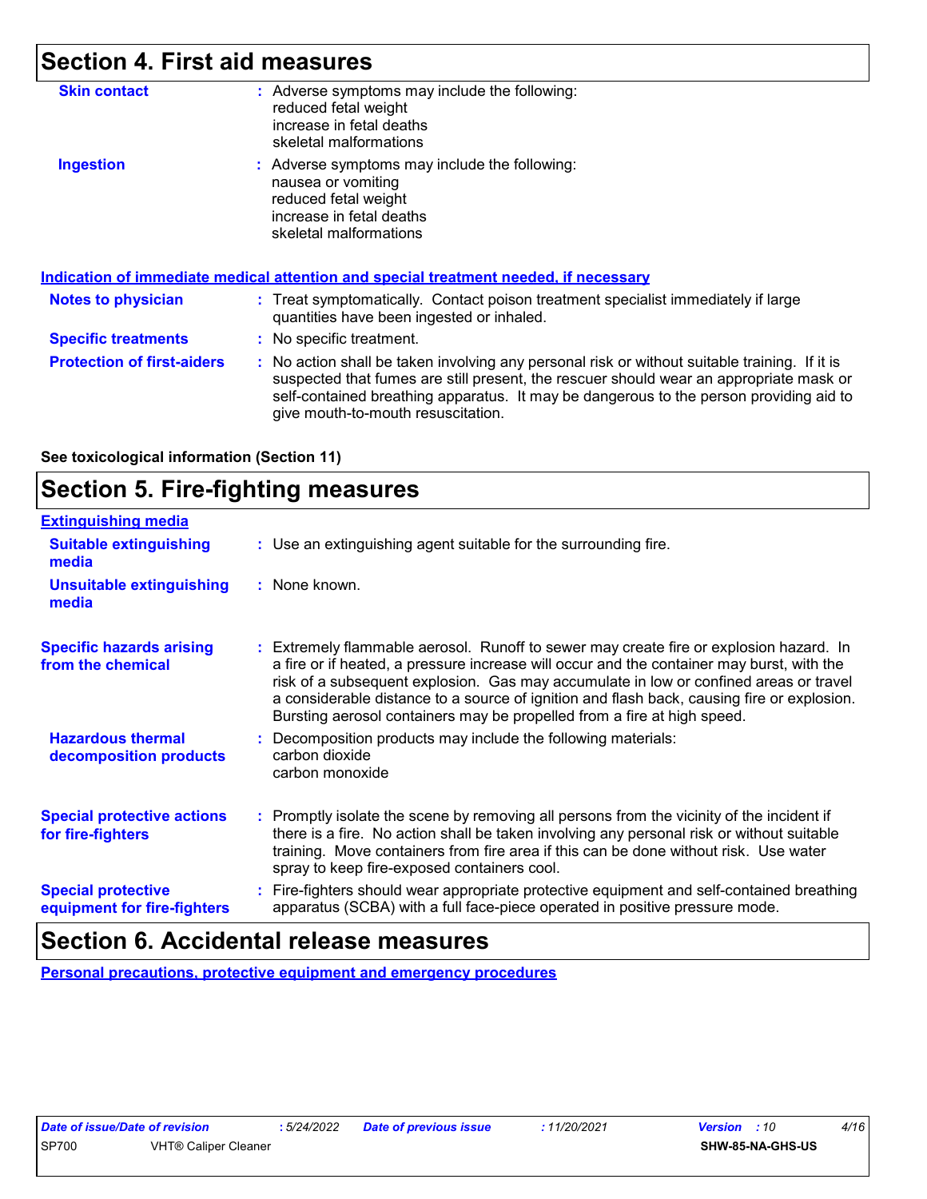## Section 4. First aid measures

**Skin contact** : Adverse symptoms may include the following:
reduced fetal weight
increase in fetal deaths
skeletal malformations

**Ingestion** : Adverse symptoms may include the following:
nausea or vomiting
reduced fetal weight
increase in fetal deaths
skeletal malformations

**Indication of immediate medical attention and special treatment needed, if necessary**

**Notes to physician** : Treat symptomatically. Contact poison treatment specialist immediately if large quantities have been ingested or inhaled.

**Specific treatments** : No specific treatment.

**Protection of first-aiders** : No action shall be taken involving any personal risk or without suitable training. If it is suspected that fumes are still present, the rescuer should wear an appropriate mask or self-contained breathing apparatus. It may be dangerous to the person providing aid to give mouth-to-mouth resuscitation.

**See toxicological information (Section 11)**

## Section 5. Fire-fighting measures

**Extinguishing media**

**Suitable extinguishing media** : Use an extinguishing agent suitable for the surrounding fire.

**Unsuitable extinguishing media** : None known.

**Specific hazards arising from the chemical** : Extremely flammable aerosol. Runoff to sewer may create fire or explosion hazard. In a fire or if heated, a pressure increase will occur and the container may burst, with the risk of a subsequent explosion. Gas may accumulate in low or confined areas or travel a considerable distance to a source of ignition and flash back, causing fire or explosion. Bursting aerosol containers may be propelled from a fire at high speed.

**Hazardous thermal decomposition products** : Decomposition products may include the following materials:
carbon dioxide
carbon monoxide

**Special protective actions for fire-fighters** : Promptly isolate the scene by removing all persons from the vicinity of the incident if there is a fire. No action shall be taken involving any personal risk or without suitable training. Move containers from fire area if this can be done without risk. Use water spray to keep fire-exposed containers cool.

**Special protective equipment for fire-fighters** : Fire-fighters should wear appropriate protective equipment and self-contained breathing apparatus (SCBA) with a full face-piece operated in positive pressure mode.

## Section 6. Accidental release measures

**Personal precautions, protective equipment and emergency procedures**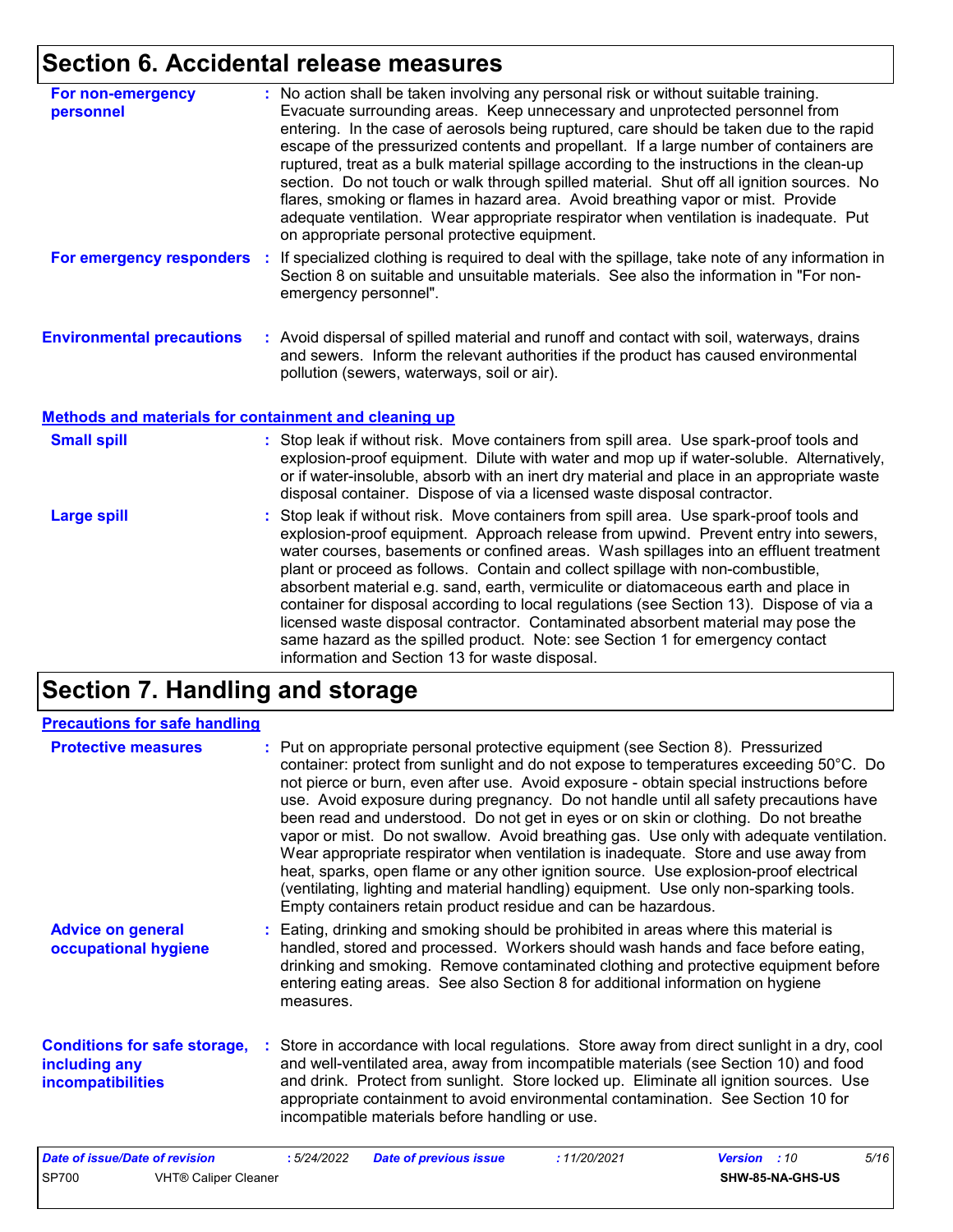## Section 6. Accidental release measures

**For non-emergency personnel** : No action shall be taken involving any personal risk or without suitable training. Evacuate surrounding areas. Keep unnecessary and unprotected personnel from entering. In the case of aerosols being ruptured, care should be taken due to the rapid escape of the pressurized contents and propellant. If a large number of containers are ruptured, treat as a bulk material spillage according to the instructions in the clean-up section. Do not touch or walk through spilled material. Shut off all ignition sources. No flares, smoking or flames in hazard area. Avoid breathing vapor or mist. Provide adequate ventilation. Wear appropriate respirator when ventilation is inadequate. Put on appropriate personal protective equipment.

**For emergency responders** : If specialized clothing is required to deal with the spillage, take note of any information in Section 8 on suitable and unsuitable materials. See also the information in "For non-emergency personnel".

**Environmental precautions** : Avoid dispersal of spilled material and runoff and contact with soil, waterways, drains and sewers. Inform the relevant authorities if the product has caused environmental pollution (sewers, waterways, soil or air).

### Methods and materials for containment and cleaning up

**Small spill** : Stop leak if without risk. Move containers from spill area. Use spark-proof tools and explosion-proof equipment. Dilute with water and mop up if water-soluble. Alternatively, or if water-insoluble, absorb with an inert dry material and place in an appropriate waste disposal container. Dispose of via a licensed waste disposal contractor.

**Large spill** : Stop leak if without risk. Move containers from spill area. Use spark-proof tools and explosion-proof equipment. Approach release from upwind. Prevent entry into sewers, water courses, basements or confined areas. Wash spillages into an effluent treatment plant or proceed as follows. Contain and collect spillage with non-combustible, absorbent material e.g. sand, earth, vermiculite or diatomaceous earth and place in container for disposal according to local regulations (see Section 13). Dispose of via a licensed waste disposal contractor. Contaminated absorbent material may pose the same hazard as the spilled product. Note: see Section 1 for emergency contact information and Section 13 for waste disposal.

## Section 7. Handling and storage

### Precautions for safe handling

**Protective measures** : Put on appropriate personal protective equipment (see Section 8). Pressurized container: protect from sunlight and do not expose to temperatures exceeding 50°C. Do not pierce or burn, even after use. Avoid exposure - obtain special instructions before use. Avoid exposure during pregnancy. Do not handle until all safety precautions have been read and understood. Do not get in eyes or on skin or clothing. Do not breathe vapor or mist. Do not swallow. Avoid breathing gas. Use only with adequate ventilation. Wear appropriate respirator when ventilation is inadequate. Store and use away from heat, sparks, open flame or any other ignition source. Use explosion-proof electrical (ventilating, lighting and material handling) equipment. Use only non-sparking tools. Empty containers retain product residue and can be hazardous.

**Advice on general occupational hygiene** : Eating, drinking and smoking should be prohibited in areas where this material is handled, stored and processed. Workers should wash hands and face before eating, drinking and smoking. Remove contaminated clothing and protective equipment before entering eating areas. See also Section 8 for additional information on hygiene measures.

**Conditions for safe storage, including any incompatibilities** : Store in accordance with local regulations. Store away from direct sunlight in a dry, cool and well-ventilated area, away from incompatible materials (see Section 10) and food and drink. Protect from sunlight. Store locked up. Eliminate all ignition sources. Use appropriate containment to avoid environmental contamination. See Section 10 for incompatible materials before handling or use.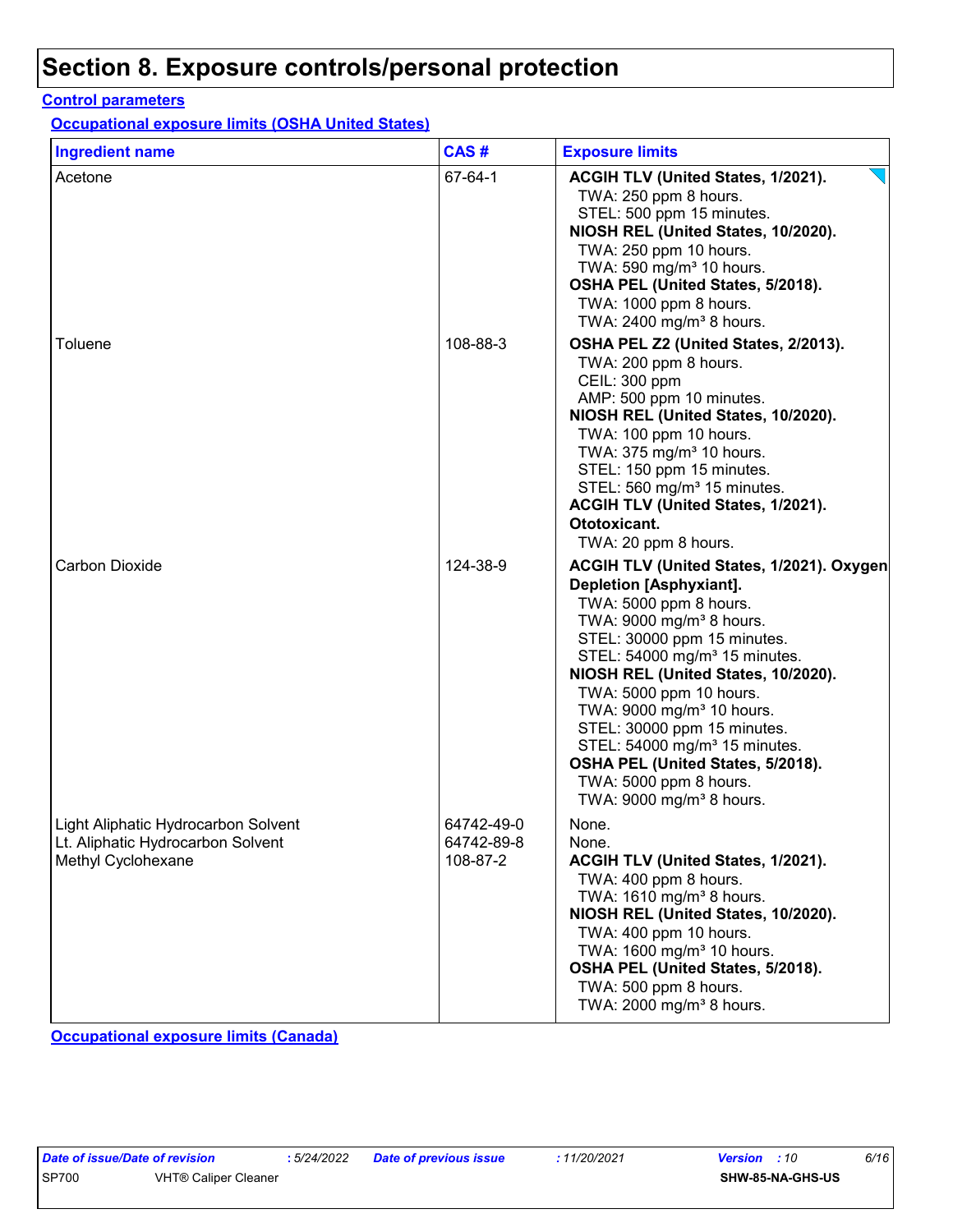# Section 8. Exposure controls/personal protection

## Control parameters

### Occupational exposure limits (OSHA United States)

| Ingredient name | CAS # | Exposure limits |
|---|---|---|
| Acetone | 67-64-1 | **ACGIH TLV (United States, 1/2021).**<br>TWA: 250 ppm 8 hours.<br>STEL: 500 ppm 15 minutes.<br>**NIOSH REL (United States, 10/2020).**<br>TWA: 250 ppm 10 hours.<br>TWA: 590 mg/m³ 10 hours.<br>**OSHA PEL (United States, 5/2018).**<br>TWA: 1000 ppm 8 hours.<br>TWA: 2400 mg/m³ 8 hours. |
| Toluene | 108-88-3 | **OSHA PEL Z2 (United States, 2/2013).**<br>TWA: 200 ppm 8 hours.<br>CEIL: 300 ppm<br>AMP: 500 ppm 10 minutes.<br>**NIOSH REL (United States, 10/2020).**<br>TWA: 100 ppm 10 hours.<br>TWA: 375 mg/m³ 10 hours.<br>STEL: 150 ppm 15 minutes.<br>STEL: 560 mg/m³ 15 minutes.<br>**ACGIH TLV (United States, 1/2021). Ototoxicant.**<br>TWA: 20 ppm 8 hours. |
| Carbon Dioxide | 124-38-9 | **ACGIH TLV (United States, 1/2021). Oxygen Depletion [Asphyxiant].**<br>TWA: 5000 ppm 8 hours.<br>TWA: 9000 mg/m³ 8 hours.<br>STEL: 30000 ppm 15 minutes.<br>STEL: 54000 mg/m³ 15 minutes.<br>**NIOSH REL (United States, 10/2020).**<br>TWA: 5000 ppm 10 hours.<br>TWA: 9000 mg/m³ 10 hours.<br>STEL: 30000 ppm 15 minutes.<br>STEL: 54000 mg/m³ 15 minutes.<br>**OSHA PEL (United States, 5/2018).**<br>TWA: 5000 ppm 8 hours.<br>TWA: 9000 mg/m³ 8 hours. |
| Light Aliphatic Hydrocarbon Solvent | 64742-49-0 | None. |
| Lt. Aliphatic Hydrocarbon Solvent | 64742-89-8 | None. |
| Methyl Cyclohexane | 108-87-2 | **ACGIH TLV (United States, 1/2021).**<br>TWA: 400 ppm 8 hours.<br>TWA: 1610 mg/m³ 8 hours.<br>**NIOSH REL (United States, 10/2020).**<br>TWA: 400 ppm 10 hours.<br>TWA: 1600 mg/m³ 10 hours.<br>**OSHA PEL (United States, 5/2018).**<br>TWA: 500 ppm 8 hours.<br>TWA: 2000 mg/m³ 8 hours. |

### Occupational exposure limits (Canada)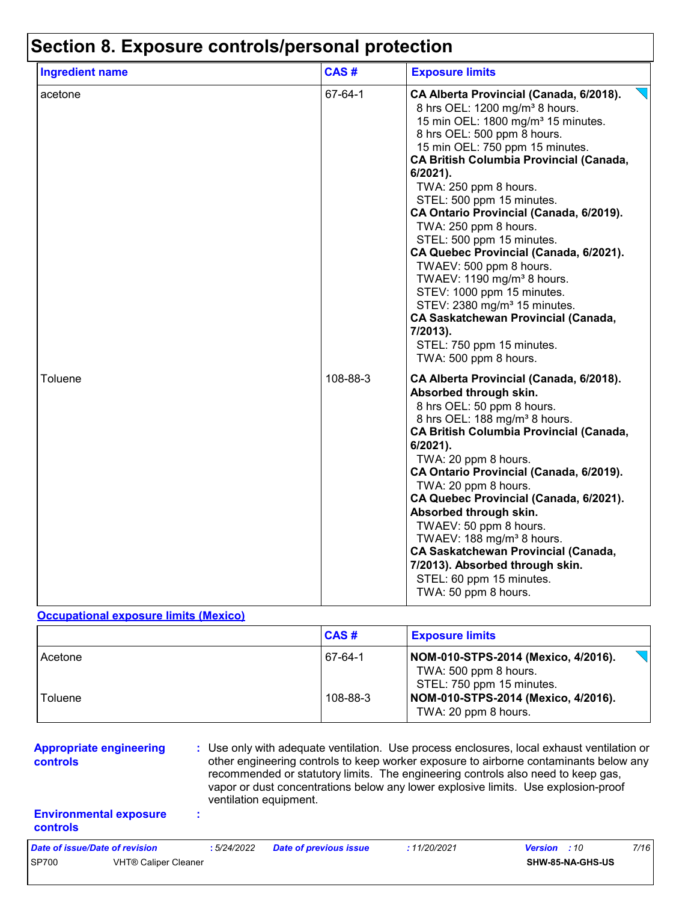# Section 8. Exposure controls/personal protection

| Ingredient name | CAS # | Exposure limits |
|---|---|---|
| acetone | 67-64-1 | **CA Alberta Provincial (Canada, 6/2018).**<br>8 hrs OEL: 1200 mg/m³ 8 hours.<br>15 min OEL: 1800 mg/m³ 15 minutes.<br>8 hrs OEL: 500 ppm 8 hours.<br>15 min OEL: 750 ppm 15 minutes.<br>**CA British Columbia Provincial (Canada, 6/2021).**<br>TWA: 250 ppm 8 hours.<br>STEL: 500 ppm 15 minutes.<br>**CA Ontario Provincial (Canada, 6/2019).**<br>TWA: 250 ppm 8 hours.<br>STEL: 500 ppm 15 minutes.<br>**CA Quebec Provincial (Canada, 6/2021).**<br>TWAEV: 500 ppm 8 hours.<br>TWAEV: 1190 mg/m³ 8 hours.<br>STEV: 1000 ppm 15 minutes.<br>STEV: 2380 mg/m³ 15 minutes.<br>**CA Saskatchewan Provincial (Canada, 7/2013).**<br>STEL: 750 ppm 15 minutes.<br>TWA: 500 ppm 8 hours. |
| Toluene | 108-88-3 | **CA Alberta Provincial (Canada, 6/2018). Absorbed through skin.**<br>8 hrs OEL: 50 ppm 8 hours.<br>8 hrs OEL: 188 mg/m³ 8 hours.<br>**CA British Columbia Provincial (Canada, 6/2021).**<br>TWA: 20 ppm 8 hours.<br>**CA Ontario Provincial (Canada, 6/2019).**<br>TWA: 20 ppm 8 hours.<br>**CA Quebec Provincial (Canada, 6/2021). Absorbed through skin.**<br>TWAEV: 50 ppm 8 hours.<br>TWAEV: 188 mg/m³ 8 hours.<br>**CA Saskatchewan Provincial (Canada, 7/2013). Absorbed through skin.**<br>STEL: 60 ppm 15 minutes.<br>TWA: 50 ppm 8 hours. |

**Occupational exposure limits (Mexico)**

| | CAS # | Exposure limits |
|---|---|---|
| Acetone | 67-64-1 | **NOM-010-STPS-2014 (Mexico, 4/2016).**<br>TWA: 500 ppm 8 hours.<br>STEL: 750 ppm 15 minutes. |
| Toluene | 108-88-3 | **NOM-010-STPS-2014 (Mexico, 4/2016).**<br>TWA: 20 ppm 8 hours. |

**Appropriate engineering controls** : Use only with adequate ventilation. Use process enclosures, local exhaust ventilation or other engineering controls to keep worker exposure to airborne contaminants below any recommended or statutory limits. The engineering controls also need to keep gas, vapor or dust concentrations below any lower explosive limits. Use explosion-proof ventilation equipment.

**Environmental exposure controls** :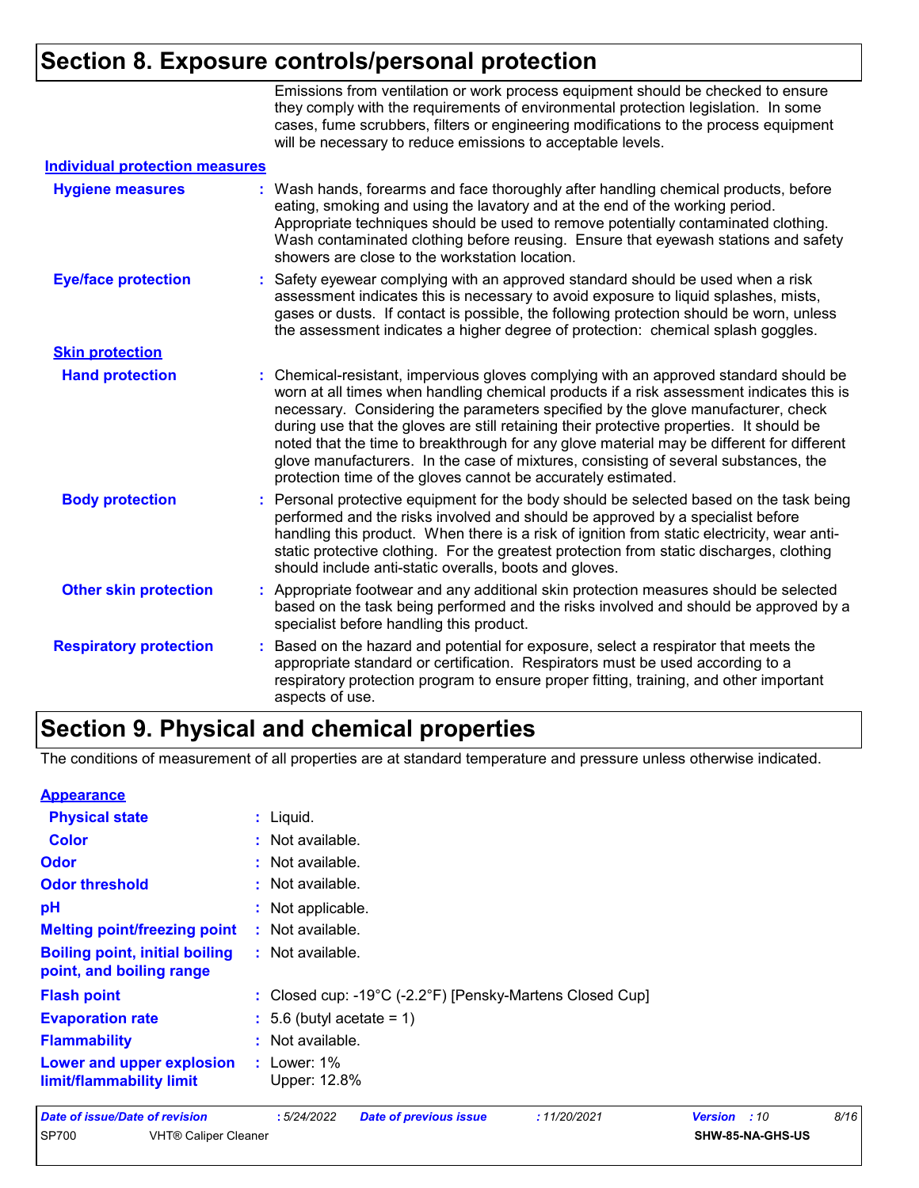## Section 8. Exposure controls/personal protection

Emissions from ventilation or work process equipment should be checked to ensure they comply with the requirements of environmental protection legislation. In some cases, fume scrubbers, filters or engineering modifications to the process equipment will be necessary to reduce emissions to acceptable levels.

### Individual protection measures

**Hygiene measures** : Wash hands, forearms and face thoroughly after handling chemical products, before eating, smoking and using the lavatory and at the end of the working period. Appropriate techniques should be used to remove potentially contaminated clothing. Wash contaminated clothing before reusing. Ensure that eyewash stations and safety showers are close to the workstation location.

**Eye/face protection** : Safety eyewear complying with an approved standard should be used when a risk assessment indicates this is necessary to avoid exposure to liquid splashes, mists, gases or dusts. If contact is possible, the following protection should be worn, unless the assessment indicates a higher degree of protection: chemical splash goggles.

**Skin protection**

**Hand protection** : Chemical-resistant, impervious gloves complying with an approved standard should be worn at all times when handling chemical products if a risk assessment indicates this is necessary. Considering the parameters specified by the glove manufacturer, check during use that the gloves are still retaining their protective properties. It should be noted that the time to breakthrough for any glove material may be different for different glove manufacturers. In the case of mixtures, consisting of several substances, the protection time of the gloves cannot be accurately estimated.

**Body protection** : Personal protective equipment for the body should be selected based on the task being performed and the risks involved and should be approved by a specialist before handling this product. When there is a risk of ignition from static electricity, wear anti-static protective clothing. For the greatest protection from static discharges, clothing should include anti-static overalls, boots and gloves.

**Other skin protection** : Appropriate footwear and any additional skin protection measures should be selected based on the task being performed and the risks involved and should be approved by a specialist before handling this product.

**Respiratory protection** : Based on the hazard and potential for exposure, select a respirator that meets the appropriate standard or certification. Respirators must be used according to a respiratory protection program to ensure proper fitting, training, and other important aspects of use.

## Section 9. Physical and chemical properties

The conditions of measurement of all properties are at standard temperature and pressure unless otherwise indicated.

### Appearance

**Physical state** : Liquid.

**Color** : Not available.

**Odor** : Not available.

**Odor threshold** : Not available.

**pH** : Not applicable.

**Melting point/freezing point** : Not available.

**Boiling point, initial boiling point, and boiling range** : Not available.

**Flash point** : Closed cup: -19°C (-2.2°F) [Pensky-Martens Closed Cup]

**Evaporation rate** : 5.6 (butyl acetate = 1)

**Flammability** : Not available.

**Lower and upper explosion limit/flammability limit** : Lower: 1%
Upper: 12.8%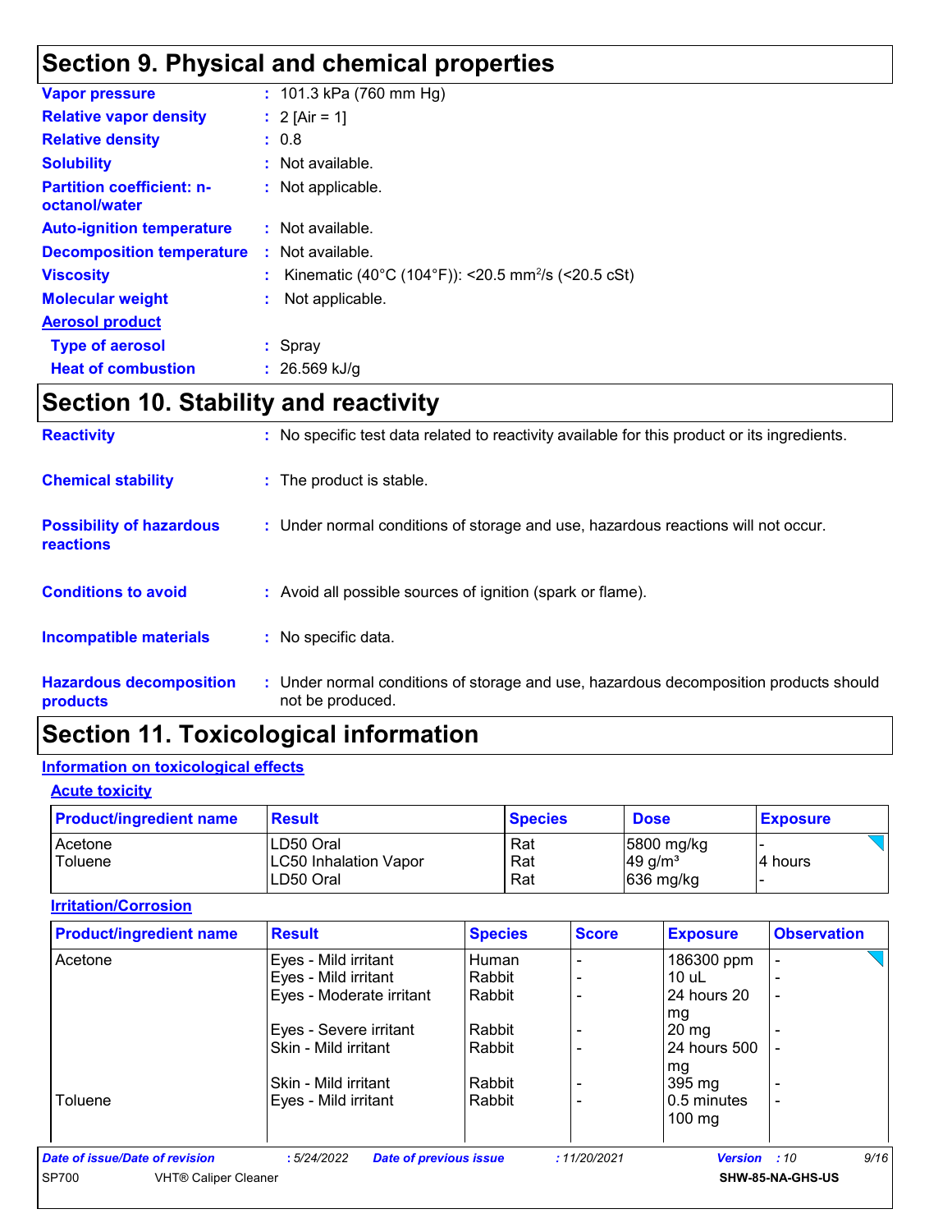# Section 9. Physical and chemical properties

| | |
|---|---|
| **Vapor pressure** | : 101.3 kPa (760 mm Hg) |
| **Relative vapor density** | : 2 [Air = 1] |
| **Relative density** | : 0.8 |
| **Solubility** | : Not available. |
| **Partition coefficient: n-octanol/water** | : Not applicable. |
| **Auto-ignition temperature** | : Not available. |
| **Decomposition temperature** | : Not available. |
| **Viscosity** | : Kinematic (40°C (104°F)): <20.5 $mm^2/s$ (<20.5 cSt) |
| **Molecular weight** | : Not applicable. |

**Aerosol product**

| | |
|---|---|
| **Type of aerosol** | : Spray |
| **Heat of combustion** | : 26.569 kJ/g |

# Section 10. Stability and reactivity

| | |
|---|---|
| **Reactivity** | : No specific test data related to reactivity available for this product or its ingredients. |
| **Chemical stability** | : The product is stable. |
| **Possibility of hazardous reactions** | : Under normal conditions of storage and use, hazardous reactions will not occur. |
| **Conditions to avoid** | : Avoid all possible sources of ignition (spark or flame). |
| **Incompatible materials** | : No specific data. |
| **Hazardous decomposition products** | : Under normal conditions of storage and use, hazardous decomposition products should not be produced. |

# Section 11. Toxicological information

## Information on toxicological effects

### Acute toxicity

| Product/ingredient name | Result | Species | Dose | Exposure |
|---|---|---|---|---|
| Acetone | LD50 Oral | Rat | 5800 mg/kg | - |
| Toluene | LC50 Inhalation Vapor | Rat | 49 $g/m^3$ | 4 hours |
| | LD50 Oral | Rat | 636 mg/kg | - |

### Irritation/Corrosion

| Product/ingredient name | Result | Species | Score | Exposure | Observation |
|---|---|---|---|---|---|
| Acetone | Eyes - Mild irritant | Human | - | 186300 ppm | - |
| | Eyes - Mild irritant | Rabbit | - | 10 uL | - |
| | Eyes - Moderate irritant | Rabbit | - | 24 hours 20 mg | - |
| | Eyes - Severe irritant | Rabbit | - | 20 mg | - |
| | Skin - Mild irritant | Rabbit | - | 24 hours 500 mg | - |
| | Skin - Mild irritant | Rabbit | - | 395 mg | - |
| Toluene | Eyes - Mild irritant | Rabbit | - | 0.5 minutes 100 mg | - |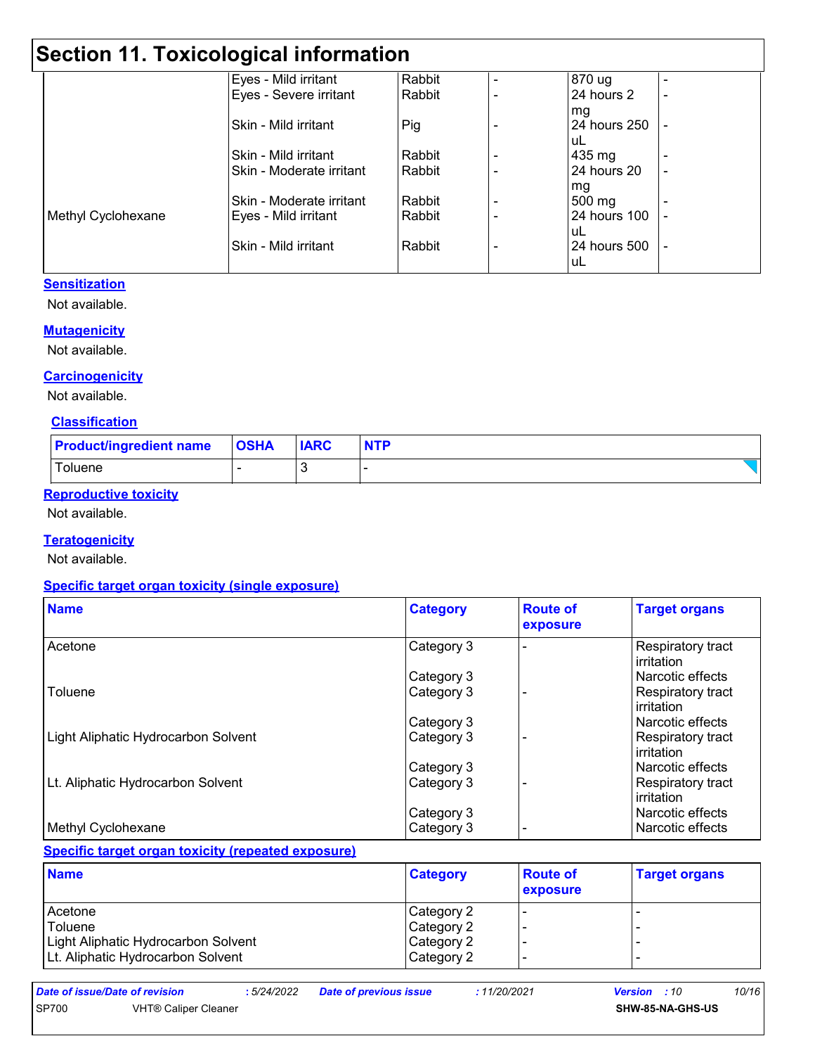# Section 11. Toxicological information

| | | | | | |
|---|---|---|---|---|---|
| | Eyes - Mild irritant | Rabbit | - | 870 ug | - |
| | Eyes - Severe irritant | Rabbit | - | 24 hours 2 mg | - |
| | Skin - Mild irritant | Pig | - | 24 hours 250 uL | - |
| | Skin - Mild irritant | Rabbit | - | 435 mg | - |
| | Skin - Moderate irritant | Rabbit | - | 24 hours 20 mg | - |
| | Skin - Moderate irritant | Rabbit | - | 500 mg | - |
| Methyl Cyclohexane | Eyes - Mild irritant | Rabbit | - | 24 hours 100 uL | - |
| | Skin - Mild irritant | Rabbit | - | 24 hours 500 uL | - |

**Sensitization**

Not available.

**Mutagenicity**

Not available.

**Carcinogenicity**

Not available.

**Classification**

| Product/ingredient name | OSHA | IARC | NTP |
|---|---|---|---|
| Toluene | - | 3 | - |

**Reproductive toxicity**

Not available.

**Teratogenicity**

Not available.

**Specific target organ toxicity (single exposure)**

| Name | Category | Route of exposure | Target organs |
|---|---|---|---|
| Acetone | Category 3 | - | Respiratory tract irritation |
| | Category 3 | | Narcotic effects |
| Toluene | Category 3 | - | Respiratory tract irritation |
| | Category 3 | | Narcotic effects |
| Light Aliphatic Hydrocarbon Solvent | Category 3 | - | Respiratory tract irritation |
| | Category 3 | | Narcotic effects |
| Lt. Aliphatic Hydrocarbon Solvent | Category 3 | - | Respiratory tract irritation |
| | Category 3 | | Narcotic effects |
| Methyl Cyclohexane | Category 3 | - | Narcotic effects |

**Specific target organ toxicity (repeated exposure)**

| Name | Category | Route of exposure | Target organs |
|---|---|---|---|
| Acetone | Category 2 | - | - |
| Toluene | Category 2 | - | - |
| Light Aliphatic Hydrocarbon Solvent | Category 2 | - | - |
| Lt. Aliphatic Hydrocarbon Solvent | Category 2 | - | - |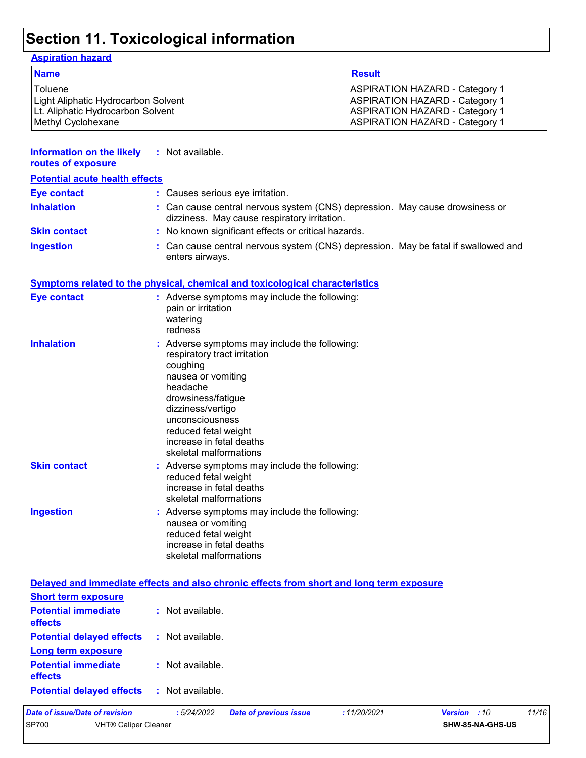# Section 11. Toxicological information

### Aspiration hazard

| Name | Result |
| --- | --- |
| Toluene | ASPIRATION HAZARD - Category 1 |
| Light Aliphatic Hydrocarbon Solvent | ASPIRATION HAZARD - Category 1 |
| Lt. Aliphatic Hydrocarbon Solvent | ASPIRATION HAZARD - Category 1 |
| Methyl Cyclohexane | ASPIRATION HAZARD - Category 1 |

**Information on the likely routes of exposure** : Not available.

### Potential acute health effects

**Eye contact** : Causes serious eye irritation.

**Inhalation** : Can cause central nervous system (CNS) depression. May cause drowsiness or dizziness. May cause respiratory irritation.

**Skin contact** : No known significant effects or critical hazards.

**Ingestion** : Can cause central nervous system (CNS) depression. May be fatal if swallowed and enters airways.

### Symptoms related to the physical, chemical and toxicological characteristics

**Eye contact** : Adverse symptoms may include the following:
pain or irritation
watering
redness

**Inhalation** : Adverse symptoms may include the following:
respiratory tract irritation
coughing
nausea or vomiting
headache
drowsiness/fatigue
dizziness/vertigo
unconsciousness
reduced fetal weight
increase in fetal deaths
skeletal malformations

**Skin contact** : Adverse symptoms may include the following:
reduced fetal weight
increase in fetal deaths
skeletal malformations

**Ingestion** : Adverse symptoms may include the following:
nausea or vomiting
reduced fetal weight
increase in fetal deaths
skeletal malformations

### Delayed and immediate effects and also chronic effects from short and long term exposure

#### Short term exposure

**Potential immediate effects** : Not available.

**Potential delayed effects** : Not available.

#### Long term exposure

**Potential immediate effects** : Not available.

**Potential delayed effects** : Not available.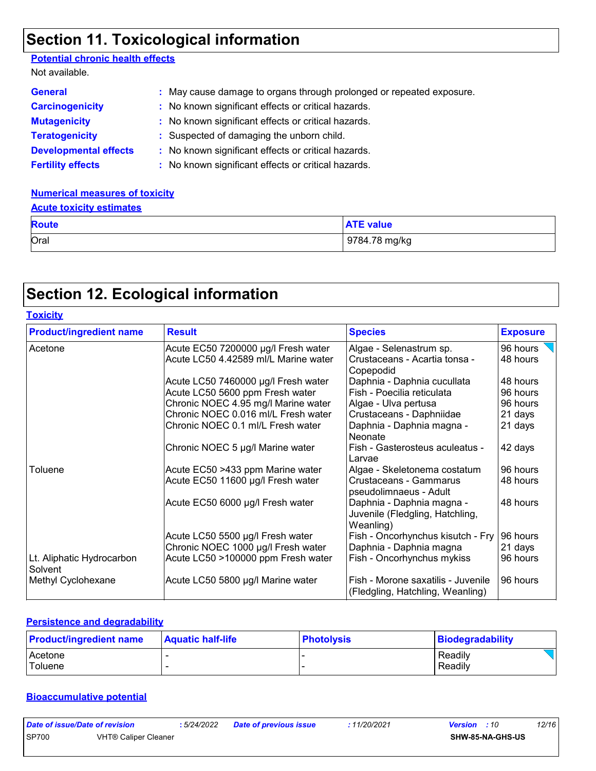# Section 11. Toxicological information

**Potential chronic health effects**

Not available.

| | |
|---|---|
| **General** | : May cause damage to organs through prolonged or repeated exposure. |
| **Carcinogenicity** | : No known significant effects or critical hazards. |
| **Mutagenicity** | : No known significant effects or critical hazards. |
| **Teratogenicity** | : Suspected of damaging the unborn child. |
| **Developmental effects** | : No known significant effects or critical hazards. |
| **Fertility effects** | : No known significant effects or critical hazards. |

**Numerical measures of toxicity**

**Acute toxicity estimates**

| Route | ATE value |
|---|---|
| Oral | 9784.78 mg/kg |

# Section 12. Ecological information

**Toxicity**

| Product/ingredient name | Result | Species | Exposure |
|---|---|---|---|
| Acetone | Acute EC50 7200000 µg/l Fresh water | Algae - Selenastrum sp. | 96 hours |
| | Acute LC50 4.42589 ml/L Marine water | Crustaceans - Acartia tonsa - Copepodid | 48 hours |
| | Acute LC50 7460000 µg/l Fresh water | Daphnia - Daphnia cucullata | 48 hours |
| | Acute LC50 5600 ppm Fresh water | Fish - Poecilia reticulata | 96 hours |
| | Chronic NOEC 4.95 mg/l Marine water | Algae - Ulva pertusa | 96 hours |
| | Chronic NOEC 0.016 ml/L Fresh water | Crustaceans - Daphniidae | 21 days |
| | Chronic NOEC 0.1 ml/L Fresh water | Daphnia - Daphnia magna - Neonate | 21 days |
| | Chronic NOEC 5 µg/l Marine water | Fish - Gasterosteus aculeatus - Larvae | 42 days |
| Toluene | Acute EC50 >433 ppm Marine water | Algae - Skeletonema costatum | 96 hours |
| | Acute EC50 11600 µg/l Fresh water | Crustaceans - Gammarus pseudolimnaeus - Adult | 48 hours |
| | Acute EC50 6000 µg/l Fresh water | Daphnia - Daphnia magna - Juvenile (Fledgling, Hatchling, Weanling) | 48 hours |
| | Acute LC50 5500 µg/l Fresh water | Fish - Oncorhynchus kisutch - Fry | 96 hours |
| | Chronic NOEC 1000 µg/l Fresh water | Daphnia - Daphnia magna | 21 days |
| Lt. Aliphatic Hydrocarbon Solvent | Acute LC50 >100000 ppm Fresh water | Fish - Oncorhynchus mykiss | 96 hours |
| Methyl Cyclohexane | Acute LC50 5800 µg/l Marine water | Fish - Morone saxatilis - Juvenile (Fledgling, Hatchling, Weanling) | 96 hours |

**Persistence and degradability**

| Product/ingredient name | Aquatic half-life | Photolysis | Biodegradability |
|---|---|---|---|
| Acetone | - | - | Readily |
| Toluene | - | - | Readily |

**Bioaccumulative potential**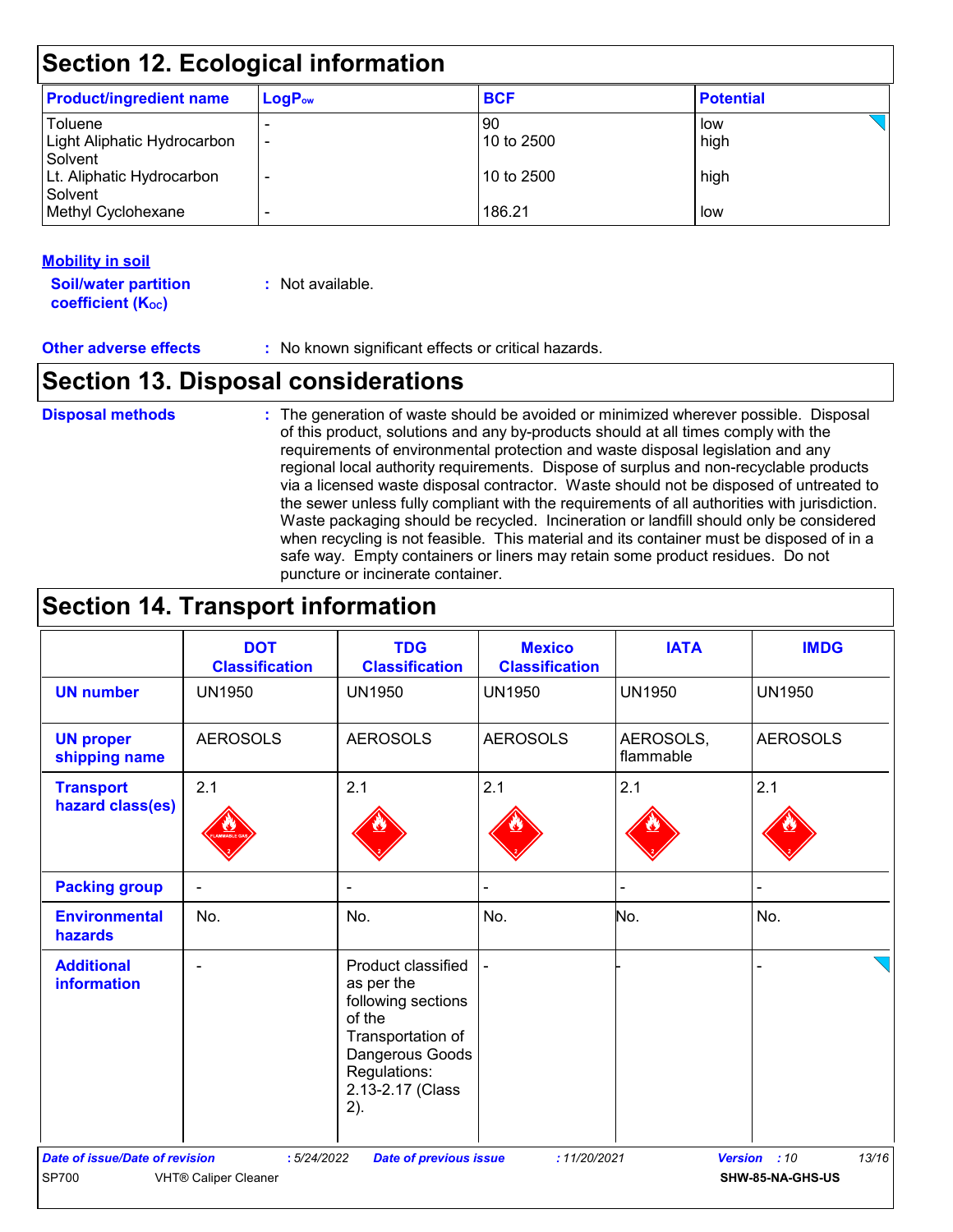## Section 12. Ecological information

| Product/ingredient name | $LogP_{ow}$ | BCF | Potential |
|---|---|---|---|
| Toluene | - | 90 | low |
| Light Aliphatic Hydrocarbon Solvent | - | 10 to 2500 | high |
| Lt. Aliphatic Hydrocarbon Solvent | - | 10 to 2500 | high |
| Methyl Cyclohexane | - | 186.21 | low |

**Mobility in soil**

**Soil/water partition coefficient ($K_{OC}$)** : Not available.

**Other adverse effects** : No known significant effects or critical hazards.

## Section 13. Disposal considerations

**Disposal methods** : The generation of waste should be avoided or minimized wherever possible. Disposal of this product, solutions and any by-products should at all times comply with the requirements of environmental protection and waste disposal legislation and any regional local authority requirements. Dispose of surplus and non-recyclable products via a licensed waste disposal contractor. Waste should not be disposed of untreated to the sewer unless fully compliant with the requirements of all authorities with jurisdiction. Waste packaging should be recycled. Incineration or landfill should only be considered when recycling is not feasible. This material and its container must be disposed of in a safe way. Empty containers or liners may retain some product residues. Do not puncture or incinerate container.

## Section 14. Transport information

| | DOT Classification | TDG Classification | Mexico Classification | IATA | IMDG |
|---|---|---|---|---|---|
| **UN number** | UN1950 | UN1950 | UN1950 | UN1950 | UN1950 |
| **UN proper shipping name** | AEROSOLS | AEROSOLS | AEROSOLS | AEROSOLS, flammable | AEROSOLS |
| **Transport hazard class(es)** | 2.1 | 2.1 | 2.1 | 2.1 | 2.1 |
| **Packing group** | - | - | - | - | - |
| **Environmental hazards** | No. | No. | No. | No. | No. |
| **Additional information** | - | Product classified as per the following sections of the Transportation of Dangerous Goods Regulations: 2.13-2.17 (Class 2). | - | - | - |

*Date of issue/Date of revision* : 5/24/2022 *Date of previous issue* : 11/20/2021 *Version* : 10

SP700 VHT® Caliper Cleaner **SHW-85-NA-GHS-US**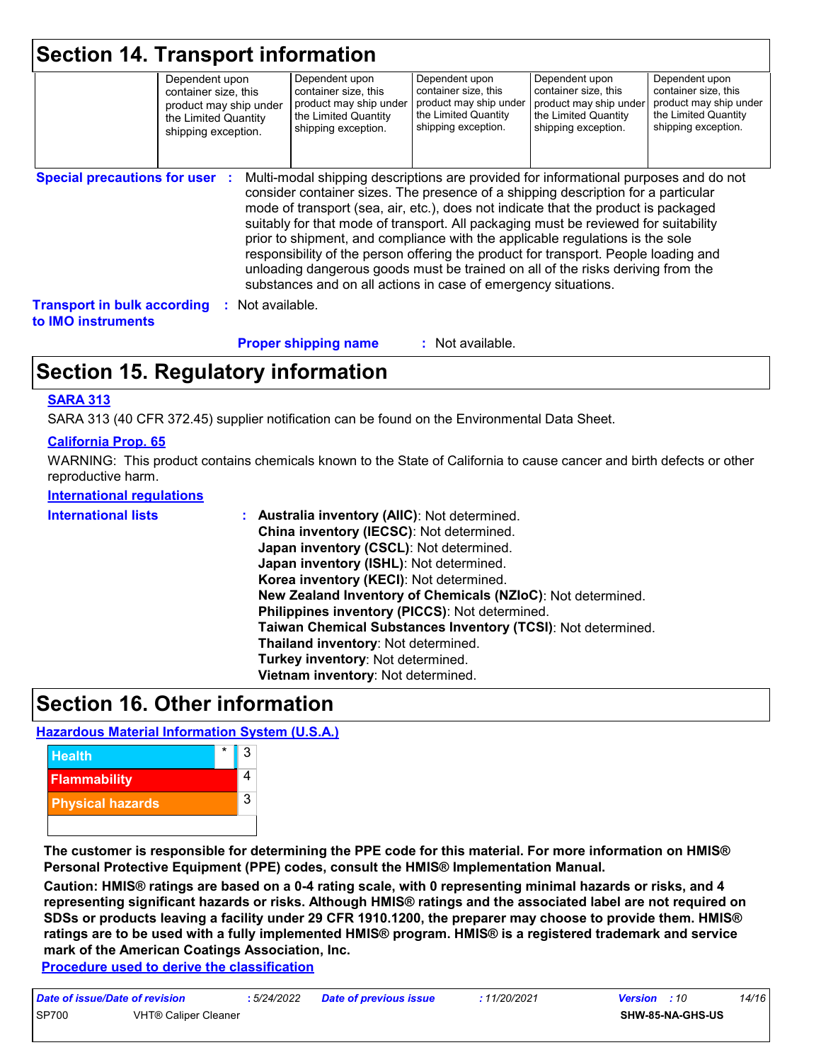# Section 14. Transport information

| | | | | | |
|---|---|---|---|---|---|
| | Dependent upon container size, this product may ship under the Limited Quantity shipping exception. | Dependent upon container size, this product may ship under the Limited Quantity shipping exception. | Dependent upon container size, this product may ship under the Limited Quantity shipping exception. | Dependent upon container size, this product may ship under the Limited Quantity shipping exception. | Dependent upon container size, this product may ship under the Limited Quantity shipping exception. |

**Special precautions for user** : Multi-modal shipping descriptions are provided for informational purposes and do not consider container sizes. The presence of a shipping description for a particular mode of transport (sea, air, etc.), does not indicate that the product is packaged suitably for that mode of transport. All packaging must be reviewed for suitability prior to shipment, and compliance with the applicable regulations is the sole responsibility of the person offering the product for transport. People loading and unloading dangerous goods must be trained on all of the risks deriving from the substances and on all actions in case of emergency situations.

**Transport in bulk according to IMO instruments** : Not available.

**Proper shipping name** : Not available.

# Section 15. Regulatory information

**SARA 313**

SARA 313 (40 CFR 372.45) supplier notification can be found on the Environmental Data Sheet.

**California Prop. 65**

WARNING: This product contains chemicals known to the State of California to cause cancer and birth defects or other reproductive harm.

**International regulations**

**International lists** :
- **Australia inventory (AIIC)**: Not determined.
- **China inventory (IECSC)**: Not determined.
- **Japan inventory (CSCL)**: Not determined.
- **Japan inventory (ISHL)**: Not determined.
- **Korea inventory (KECI)**: Not determined.
- **New Zealand Inventory of Chemicals (NZIoC)**: Not determined.
- **Philippines inventory (PICCS)**: Not determined.
- **Taiwan Chemical Substances Inventory (TCSI)**: Not determined.
- **Thailand inventory**: Not determined.
- **Turkey inventory**: Not determined.
- **Vietnam inventory**: Not determined.

# Section 16. Other information

**Hazardous Material Information System (U.S.A.)**

| | | |
|---|---|---|
| Health | * | 3 |
| Flammability | | 4 |
| Physical hazards | | 3 |

**The customer is responsible for determining the PPE code for this material. For more information on HMIS® Personal Protective Equipment (PPE) codes, consult the HMIS® Implementation Manual.**

**Caution: HMIS® ratings are based on a 0-4 rating scale, with 0 representing minimal hazards or risks, and 4 representing significant hazards or risks. Although HMIS® ratings and the associated label are not required on SDSs or products leaving a facility under 29 CFR 1910.1200, the preparer may choose to provide them. HMIS® ratings are to be used with a fully implemented HMIS® program. HMIS® is a registered trademark and service mark of the American Coatings Association, Inc.**

**Procedure used to derive the classification**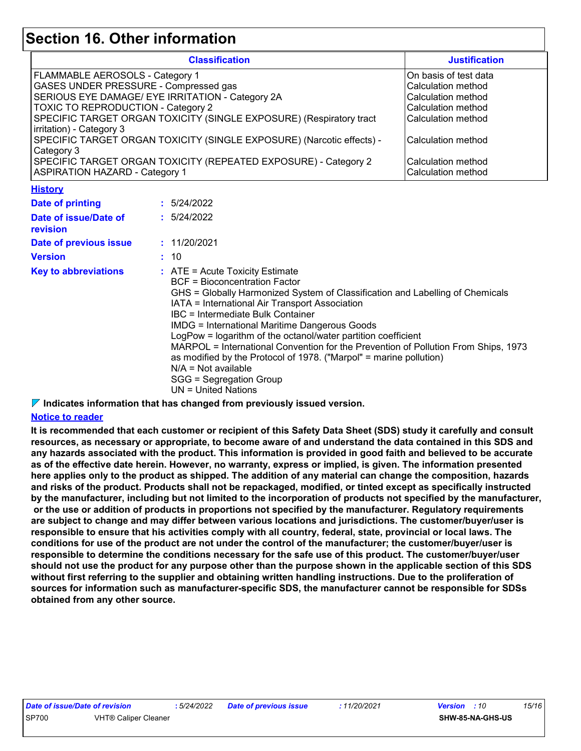# Section 16. Other information

| Classification | Justification |
|---|---|
| FLAMMABLE AEROSOLS - Category 1 | On basis of test data |
| GASES UNDER PRESSURE - Compressed gas | Calculation method |
| SERIOUS EYE DAMAGE/ EYE IRRITATION - Category 2A | Calculation method |
| TOXIC TO REPRODUCTION - Category 2 | Calculation method |
| SPECIFIC TARGET ORGAN TOXICITY (SINGLE EXPOSURE) (Respiratory tract irritation) - Category 3 | Calculation method |
| SPECIFIC TARGET ORGAN TOXICITY (SINGLE EXPOSURE) (Narcotic effects) - Category 3 | Calculation method |
| SPECIFIC TARGET ORGAN TOXICITY (REPEATED EXPOSURE) - Category 2 | Calculation method |
| ASPIRATION HAZARD - Category 1 | Calculation method |

**History**

**Date of printing** : 5/24/2022

**Date of issue/Date of revision** : 5/24/2022

**Date of previous issue** : 11/20/2021

**Version** : 10

**Key to abbreviations** : ATE = Acute Toxicity Estimate
BCF = Bioconcentration Factor
GHS = Globally Harmonized System of Classification and Labelling of Chemicals
IATA = International Air Transport Association
IBC = Intermediate Bulk Container
IMDG = International Maritime Dangerous Goods
LogPow = logarithm of the octanol/water partition coefficient
MARPOL = International Convention for the Prevention of Pollution From Ships, 1973 as modified by the Protocol of 1978. ("Marpol" = marine pollution)
N/A = Not available
SGG = Segregation Group
UN = United Nations

**Indicates information that has changed from previously issued version.**

**Notice to reader**

**It is recommended that each customer or recipient of this Safety Data Sheet (SDS) study it carefully and consult resources, as necessary or appropriate, to become aware of and understand the data contained in this SDS and any hazards associated with the product. This information is provided in good faith and believed to be accurate as of the effective date herein. However, no warranty, express or implied, is given. The information presented here applies only to the product as shipped. The addition of any material can change the composition, hazards and risks of the product. Products shall not be repackaged, modified, or tinted except as specifically instructed by the manufacturer, including but not limited to the incorporation of products not specified by the manufacturer, or the use or addition of products in proportions not specified by the manufacturer. Regulatory requirements are subject to change and may differ between various locations and jurisdictions. The customer/buyer/user is responsible to ensure that his activities comply with all country, federal, state, provincial or local laws. The conditions for use of the product are not under the control of the manufacturer; the customer/buyer/user is responsible to determine the conditions necessary for the safe use of this product. The customer/buyer/user should not use the product for any purpose other than the purpose shown in the applicable section of this SDS without first referring to the supplier and obtaining written handling instructions. Due to the proliferation of sources for information such as manufacturer-specific SDS, the manufacturer cannot be responsible for SDSs obtained from any other source.**